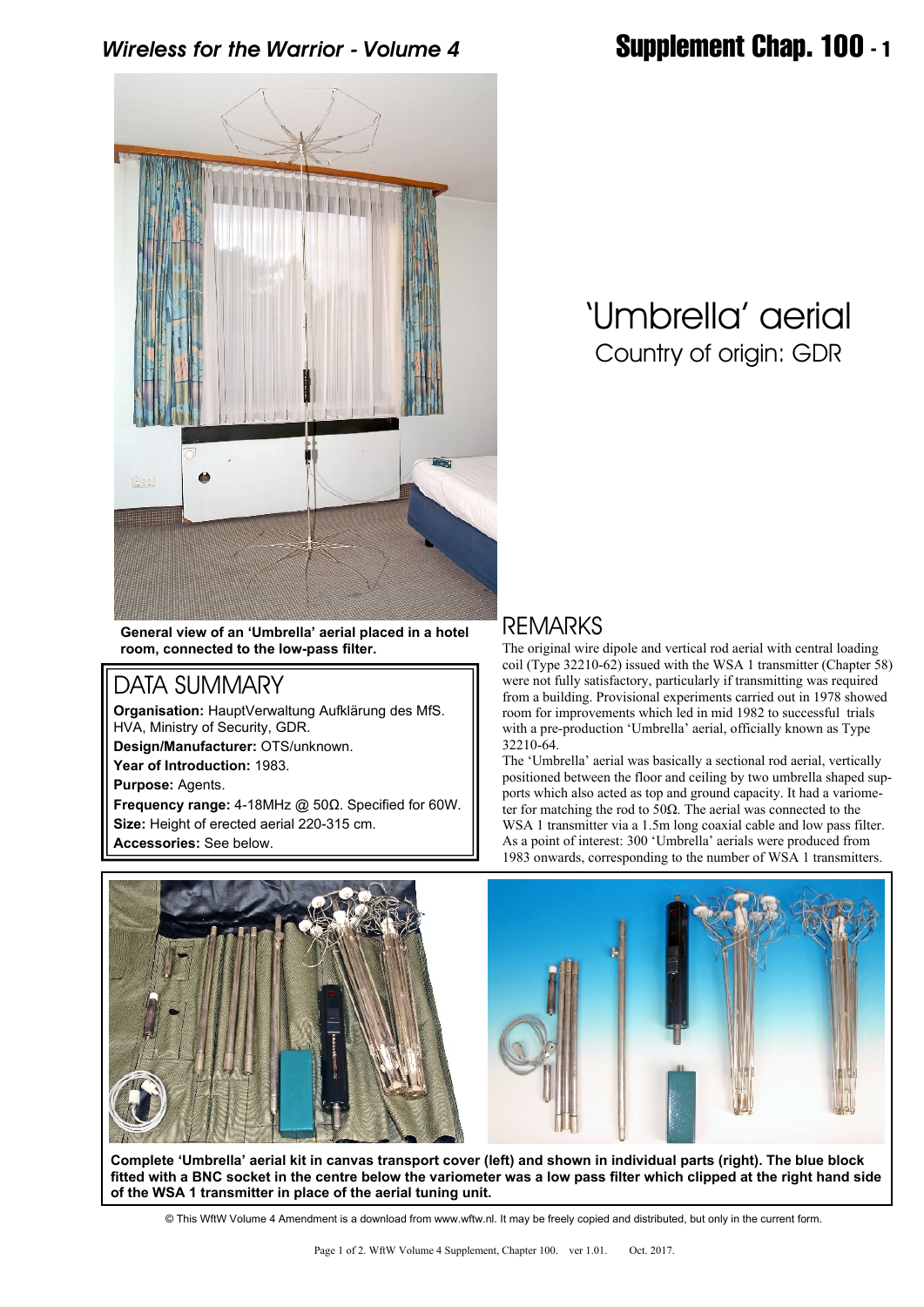# 'Umbrella' aerial

Country of origin: GDR

**General view of an 'Umbrella' aerial placed in a hotel room, connected to the low-pass filter.**

## DATA SUMMARY

**Organisation:** HauptVerwaltung Aufklärung des MfS. HVA, Ministry of Security, GDR.
**Design/Manufacturer:** OTS/unknown.
**Year of Introduction:** 1983.
**Purpose:** Agents.
**Frequency range:** 4-18MHz @ 50Ω. Specified for 60W.
**Size:** Height of erected aerial 220-315 cm.
**Accessories:** See below.

## REMARKS

The original wire dipole and vertical rod aerial with central loading coil (Type 32210-62) issued with the WSA 1 transmitter (Chapter 58) were not fully satisfactory, particularly if transmitting was required from a building. Provisional experiments carried out in 1978 showed room for improvements which led in mid 1982 to successful trials with a pre-production 'Umbrella' aerial, officially known as Type 32210-64.

The 'Umbrella' aerial was basically a sectional rod aerial, vertically positioned between the floor and ceiling by two umbrella shaped supports which also acted as top and ground capacity. It had a variometer for matching the rod to 50Ω. The aerial was connected to the WSA 1 transmitter via a 1.5m long coaxial cable and low pass filter. As a point of interest: 300 'Umbrella' aerials were produced from 1983 onwards, corresponding to the number of WSA 1 transmitters.

**Complete 'Umbrella' aerial kit in canvas transport cover (left) and shown in individual parts (right). The blue block fitted with a BNC socket in the centre below the variometer was a low pass filter which clipped at the right hand side of the WSA 1 transmitter in place of the aerial tuning unit.**

© This WftW Volume 4 Amendment is a download from www.wftw.nl. It may be freely copied and distributed, but only in the current form.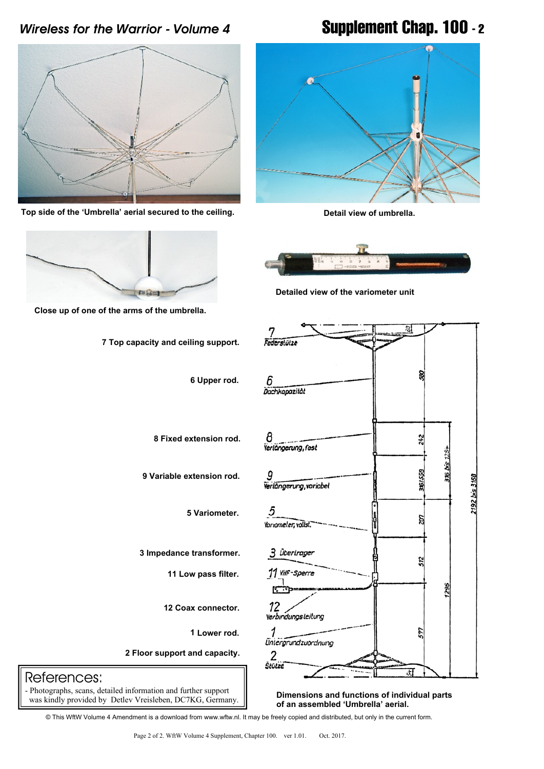Top side of the 'Umbrella' aerial secured to the ceiling.

Detail view of umbrella.

Close up of one of the arms of the umbrella.

Detailed view of the variometer unit

7 Top capacity and ceiling support.

6 Upper rod.

8 Fixed extension rod.

9 Variable extension rod.

5 Variometer.

3 Impedance transformer.

11 Low pass filter.

12 Coax connector.

1 Lower rod.

2 Floor support and capacity.

7 Federstütze

6 Dachkapazität

8 Verlängerung, fest

9 Verlängerung, variabel

5 Variometer, vollst.

3 Übertrager

11 VHF-Sperre

12 Verbindungsleitung

1 Untergrundzuordnung

2 Stütze

60

580

242

316/559

207

512

577

54

316 bis 1254

1296

2192 bis 3160

Dimensions and functions of individual parts of an assembled 'Umbrella' aerial.

## References:

- Photographs, scans, detailed information and further support was kindly provided by Detlev Vreisleben, DC7KG, Germany.

© This WftW Volume 4 Amendment is a download from www.wftw.nl. It may be freely copied and distributed, but only in the current form.